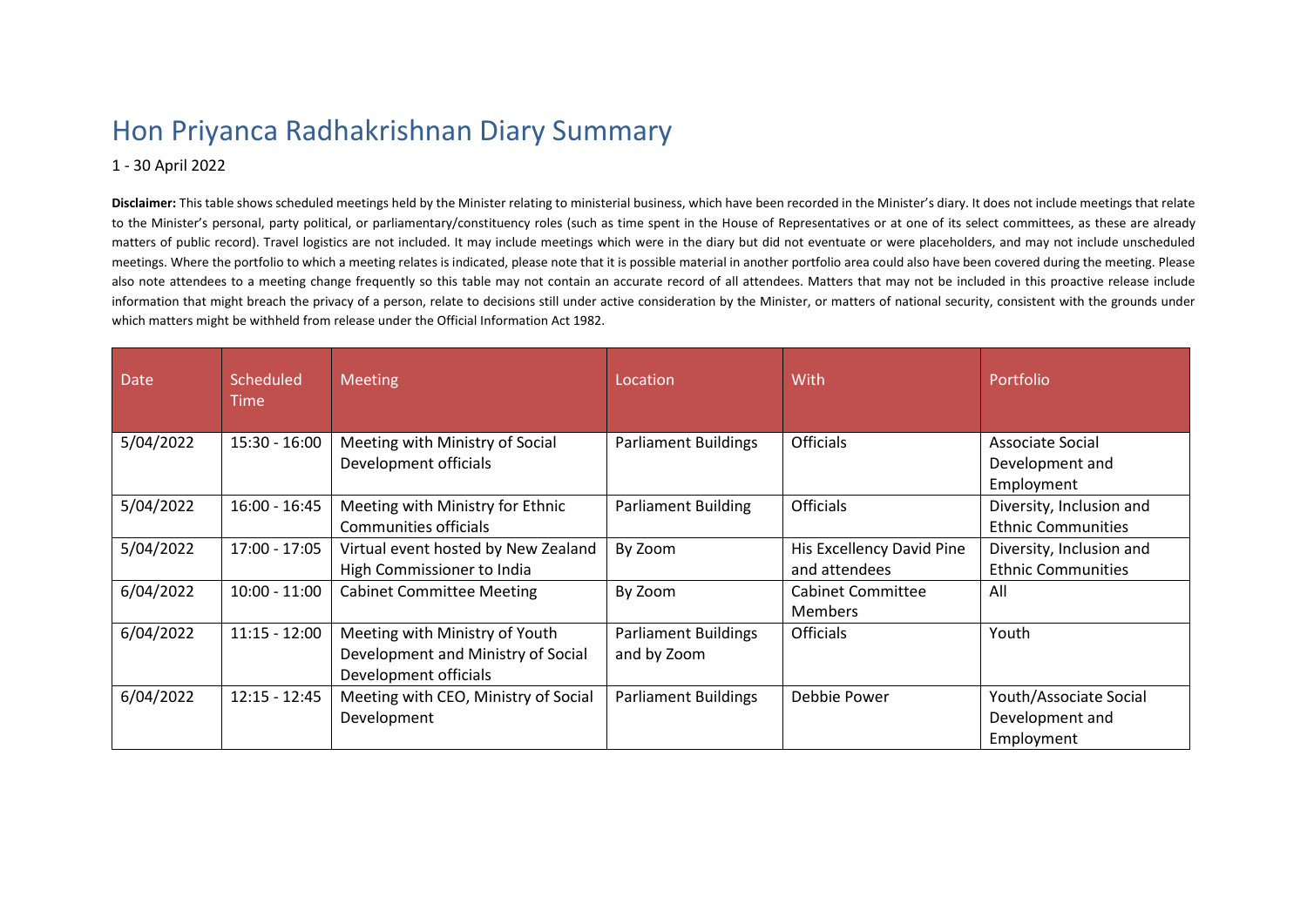# Hon Priyanca Radhakrishnan Diary Summary

1 - 30 April 2022

**Disclaimer:** This table shows scheduled meetings held by the Minister relating to ministerial business, which have been recorded in the Minister's diary. It does not include meetings that relate to the Minister's personal, party political, or parliamentary/constituency roles (such as time spent in the House of Representatives or at one of its select committees, as these are already matters of public record). Travel logistics are not included. It may include meetings which were in the diary but did not eventuate or were placeholders, and may not include unscheduled meetings. Where the portfolio to which a meeting relates is indicated, please note that it is possible material in another portfolio area could also have been covered during the meeting. Please also note attendees to a meeting change frequently so this table may not contain an accurate record of all attendees. Matters that may not be included in this proactive release include information that might breach the privacy of a person, relate to decisions still under active consideration by the Minister, or matters of national security, consistent with the grounds under which matters might be withheld from release under the Official Information Act 1982.

| Date | Scheduled Time | Meeting | Location | With | Portfolio |
|---|---|---|---|---|---|
| 5/04/2022 | 15:30 - 16:00 | Meeting with Ministry of Social Development officials | Parliament Buildings | Officials | Associate Social Development and Employment |
| 5/04/2022 | 16:00 - 16:45 | Meeting with Ministry for Ethnic Communities officials | Parliament Building | Officials | Diversity, Inclusion and Ethnic Communities |
| 5/04/2022 | 17:00 - 17:05 | Virtual event hosted by New Zealand High Commissioner to India | By Zoom | His Excellency David Pine and attendees | Diversity, Inclusion and Ethnic Communities |
| 6/04/2022 | 10:00 - 11:00 | Cabinet Committee Meeting | By Zoom | Cabinet Committee Members | All |
| 6/04/2022 | 11:15 - 12:00 | Meeting with Ministry of Youth Development and Ministry of Social Development officials | Parliament Buildings and by Zoom | Officials | Youth |
| 6/04/2022 | 12:15 - 12:45 | Meeting with CEO, Ministry of Social Development | Parliament Buildings | Debbie Power | Youth/Associate Social Development and Employment |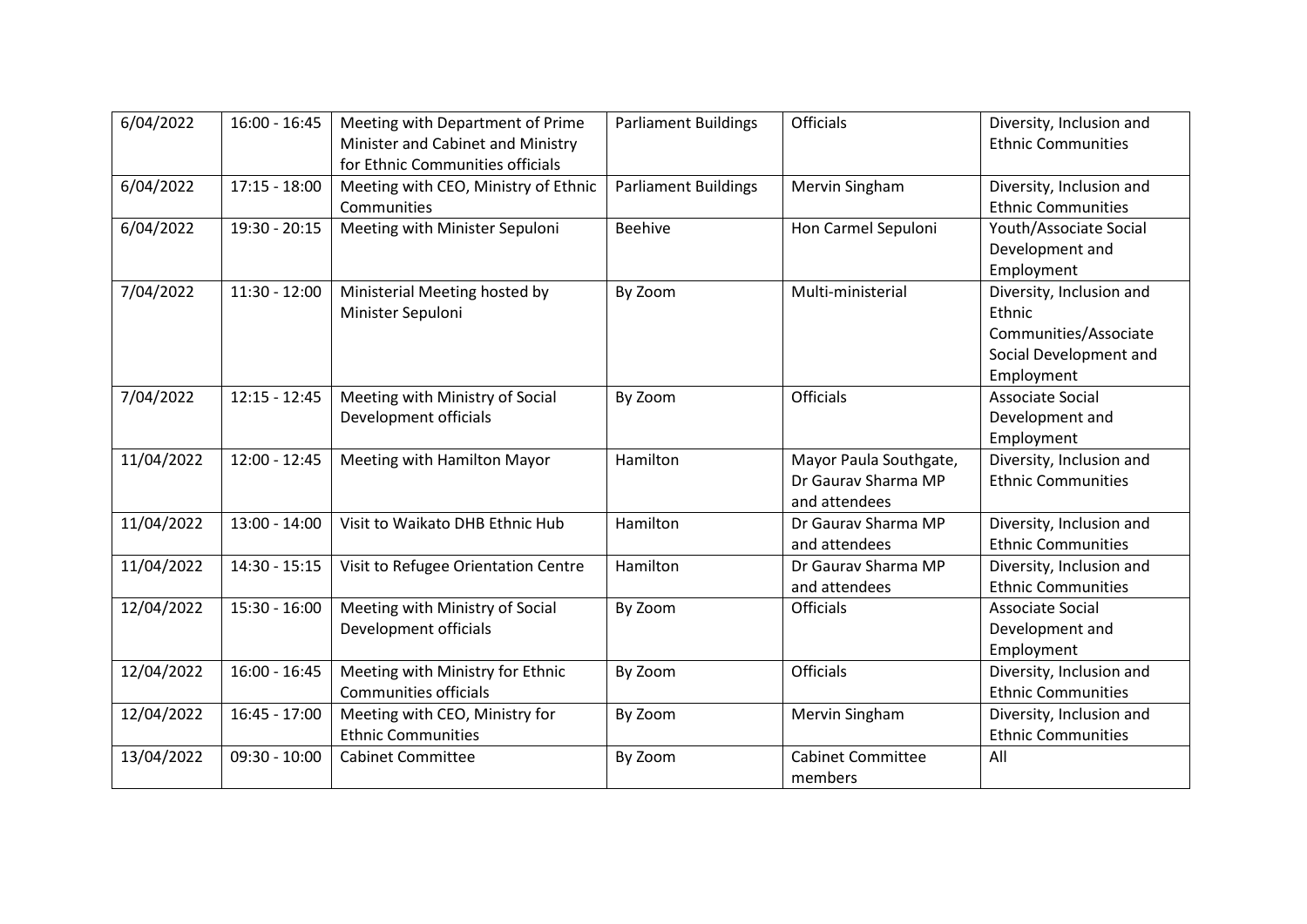| 6/04/2022 | 16:00 - 16:45 | Meeting with Department of Prime Minister and Cabinet and Ministry for Ethnic Communities officials | Parliament Buildings | Officials | Diversity, Inclusion and Ethnic Communities |
|---|---|---|---|---|---|
| 6/04/2022 | 17:15 - 18:00 | Meeting with CEO, Ministry of Ethnic Communities | Parliament Buildings | Mervin Singham | Diversity, Inclusion and Ethnic Communities |
| 6/04/2022 | 19:30 - 20:15 | Meeting with Minister Sepuloni | Beehive | Hon Carmel Sepuloni | Youth/Associate Social Development and Employment |
| 7/04/2022 | 11:30 - 12:00 | Ministerial Meeting hosted by Minister Sepuloni | By Zoom | Multi-ministerial | Diversity, Inclusion and Ethnic Communities/Associate Social Development and Employment |
| 7/04/2022 | 12:15 - 12:45 | Meeting with Ministry of Social Development officials | By Zoom | Officials | Associate Social Development and Employment |
| 11/04/2022 | 12:00 - 12:45 | Meeting with Hamilton Mayor | Hamilton | Mayor Paula Southgate, Dr Gaurav Sharma MP and attendees | Diversity, Inclusion and Ethnic Communities |
| 11/04/2022 | 13:00 - 14:00 | Visit to Waikato DHB Ethnic Hub | Hamilton | Dr Gaurav Sharma MP and attendees | Diversity, Inclusion and Ethnic Communities |
| 11/04/2022 | 14:30 - 15:15 | Visit to Refugee Orientation Centre | Hamilton | Dr Gaurav Sharma MP and attendees | Diversity, Inclusion and Ethnic Communities |
| 12/04/2022 | 15:30 - 16:00 | Meeting with Ministry of Social Development officials | By Zoom | Officials | Associate Social Development and Employment |
| 12/04/2022 | 16:00 - 16:45 | Meeting with Ministry for Ethnic Communities officials | By Zoom | Officials | Diversity, Inclusion and Ethnic Communities |
| 12/04/2022 | 16:45 - 17:00 | Meeting with CEO, Ministry for Ethnic Communities | By Zoom | Mervin Singham | Diversity, Inclusion and Ethnic Communities |
| 13/04/2022 | 09:30 - 10:00 | Cabinet Committee | By Zoom | Cabinet Committee members | All |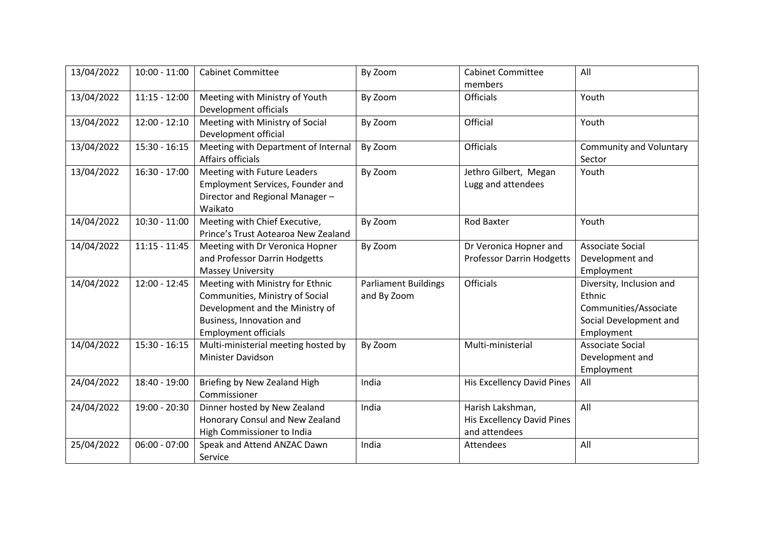| 13/04/2022 | 10:00 - 11:00 | Cabinet Committee | By Zoom | Cabinet Committee members | All |
|---|---|---|---|---|---|
| 13/04/2022 | 11:15 - 12:00 | Meeting with Ministry of Youth Development officials | By Zoom | Officials | Youth |
| 13/04/2022 | 12:00 - 12:10 | Meeting with Ministry of Social Development official | By Zoom | Official | Youth |
| 13/04/2022 | 15:30 - 16:15 | Meeting with Department of Internal Affairs officials | By Zoom | Officials | Community and Voluntary Sector |
| 13/04/2022 | 16:30 - 17:00 | Meeting with Future Leaders Employment Services, Founder and Director and Regional Manager – Waikato | By Zoom | Jethro Gilbert, Megan Lugg and attendees | Youth |
| 14/04/2022 | 10:30 - 11:00 | Meeting with Chief Executive, Prince's Trust Aotearoa New Zealand | By Zoom | Rod Baxter | Youth |
| 14/04/2022 | 11:15 - 11:45 | Meeting with Dr Veronica Hopner and Professor Darrin Hodgetts Massey University | By Zoom | Dr Veronica Hopner and Professor Darrin Hodgetts | Associate Social Development and Employment |
| 14/04/2022 | 12:00 - 12:45 | Meeting with Ministry for Ethnic Communities, Ministry of Social Development and the Ministry of Business, Innovation and Employment officials | Parliament Buildings and By Zoom | Officials | Diversity, Inclusion and Ethnic Communities/Associate Social Development and Employment |
| 14/04/2022 | 15:30 - 16:15 | Multi-ministerial meeting hosted by Minister Davidson | By Zoom | Multi-ministerial | Associate Social Development and Employment |
| 24/04/2022 | 18:40 - 19:00 | Briefing by New Zealand High Commissioner | India | His Excellency David Pines | All |
| 24/04/2022 | 19:00 - 20:30 | Dinner hosted by New Zealand Honorary Consul and New Zealand High Commissioner to India | India | Harish Lakshman, His Excellency David Pines and attendees | All |
| 25/04/2022 | 06:00 - 07:00 | Speak and Attend ANZAC Dawn Service | India | Attendees | All |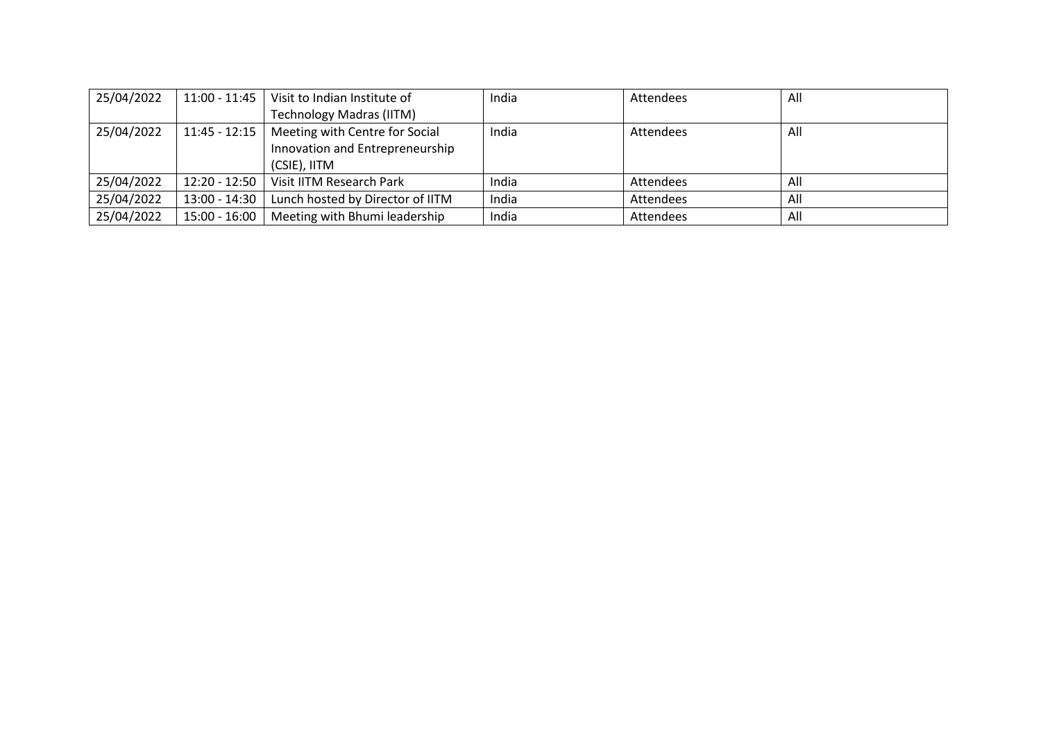| | | | | | |
|---|---|---|---|---|---|
| 25/04/2022 | 11:00 - 11:45 | Visit to Indian Institute of Technology Madras (IITM) | India | Attendees | All |
| 25/04/2022 | 11:45 - 12:15 | Meeting with Centre for Social Innovation and Entrepreneurship (CSIE), IITM | India | Attendees | All |
| 25/04/2022 | 12:20 - 12:50 | Visit IITM Research Park | India | Attendees | All |
| 25/04/2022 | 13:00 - 14:30 | Lunch hosted by Director of IITM | India | Attendees | All |
| 25/04/2022 | 15:00 - 16:00 | Meeting with Bhumi leadership | India | Attendees | All |